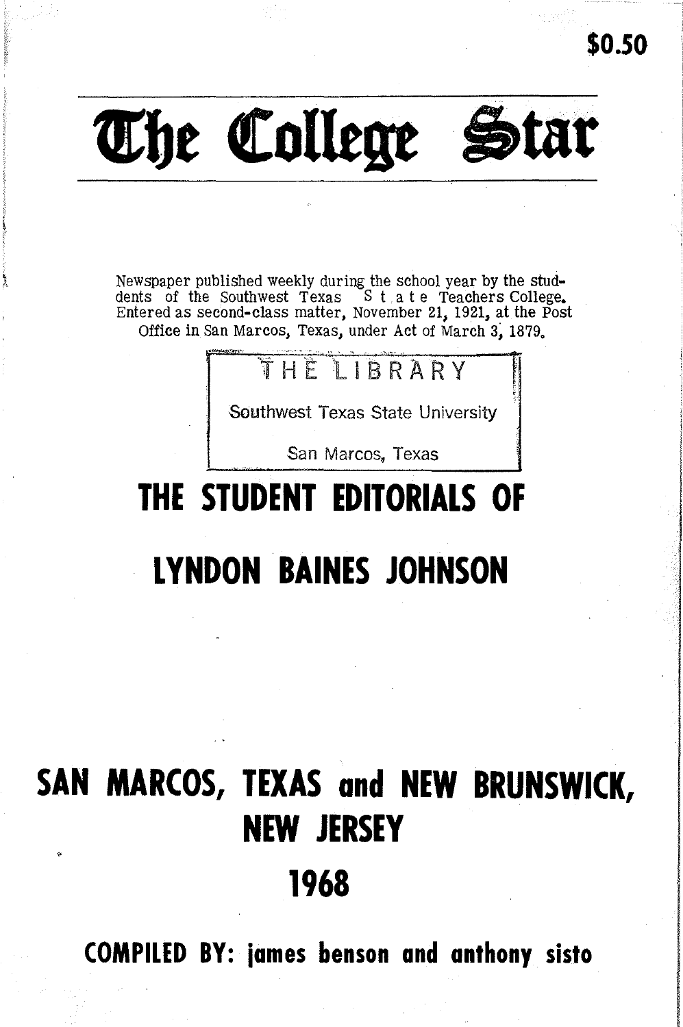$0.50

# The College Star

Newspaper published weekly during the school year by the students of the Southwest Texas State Teachers College. Entered as second-class matter, November 21, 1921, at the Post Office in San Marcos, Texas, under Act of March 3, 1879.

THE LIBRARY
Southwest Texas State University
San Marcos, Texas

# THE STUDENT EDITORIALS OF

# LYNDON BAINES JOHNSON

## SAN MARCOS, TEXAS and NEW BRUNSWICK, NEW JERSEY

## 1968

**COMPILED BY: james benson and anthony sisto**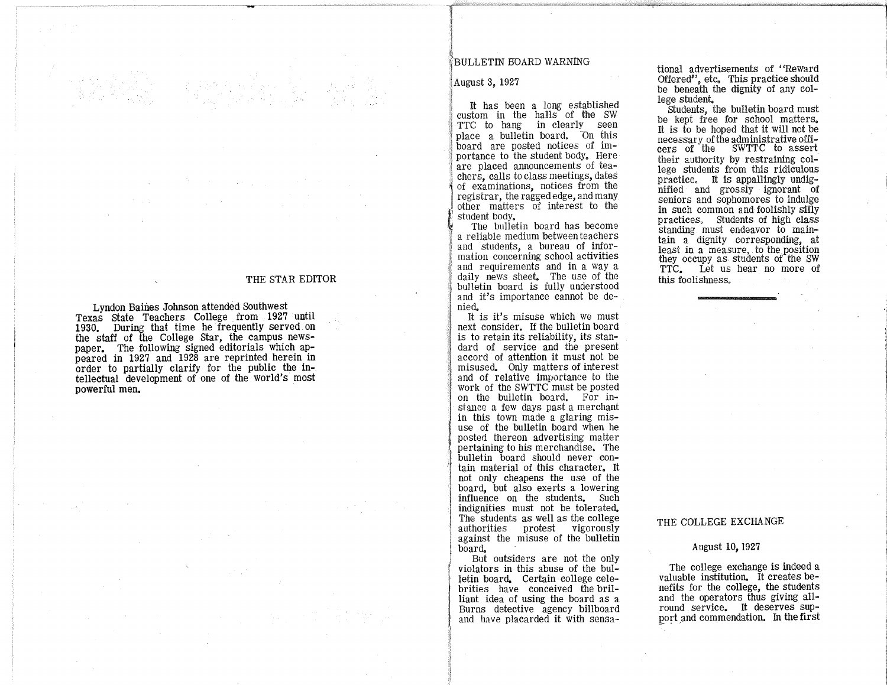## THE STAR EDITOR

Lyndon Baines Johnson attended Southwest Texas State Teachers College from 1927 until 1930. During that time he frequently served on the staff of the College Star, the campus newspaper. The following signed editorials which appeared in 1927 and 1928 are reprinted herein in order to partially clarify for the public the intellectual development of one of the world's most powerful men.

## BULLETIN BOARD WARNING

August 3, 1927

It has been a long established custom in the halls of the SW TTC to hang in clearly seen place a bulletin board. On this board are posted notices of importance to the student body. Here are placed announcements of teachers, calls to class meetings, dates of examinations, notices from the registrar, the ragged edge, and many other matters of interest to the student body.

The bulletin board has become a reliable medium between teachers and students, a bureau of information concerning school activities and requirements and in a way a daily news sheet. The use of the bulletin board is fully understood and it's importance cannot be denied.

It is it's misuse which we must next consider. If the bulletin board is to retain its reliability, its standard of service and the present accord of attention it must not be misused. Only matters of interest and of relative importance to the work of the SWTTC must be posted on the bulletin board. For instance a few days past a merchant in this town made a glaring misuse of the bulletin board when he posted thereon advertising matter pertaining to his merchandise. The bulletin board should never contain material of this character. It not only cheapens the use of the board, but also exerts a lowering influence on the students. Such indignities must not be tolerated. The students as well as the college authorities protest vigorously against the misuse of the bulletin board.

But outsiders are not the only violators in this abuse of the bulletin board. Certain college celebrities have conceived the brilliant idea of using the board as a Burns detective agency billboard and have placarded it with sensational advertisements of "Reward Offered", etc. This practice should be beneath the dignity of any college student.

Students, the bulletin board must be kept free for school matters. It is to be hoped that it will not be necessary of the administrative officers of the SWTTC to assert their authority by restraining college students from this ridiculous practice. It is appallingly undignified and grossly ignorant of seniors and sophomores to indulge in such common and foolishly silly practices. Students of high class standing must endeavor to maintain a dignity corresponding, at least in a measure, to the position they occupy as students of the SW TTC. Let us hear no more of this foolishness.

---

## THE COLLEGE EXCHANGE

August 10, 1927

The college exchange is indeed a valuable institution. It creates benefits for the college, the students and the operators thus giving all-round service. It deserves support and commendation. In the first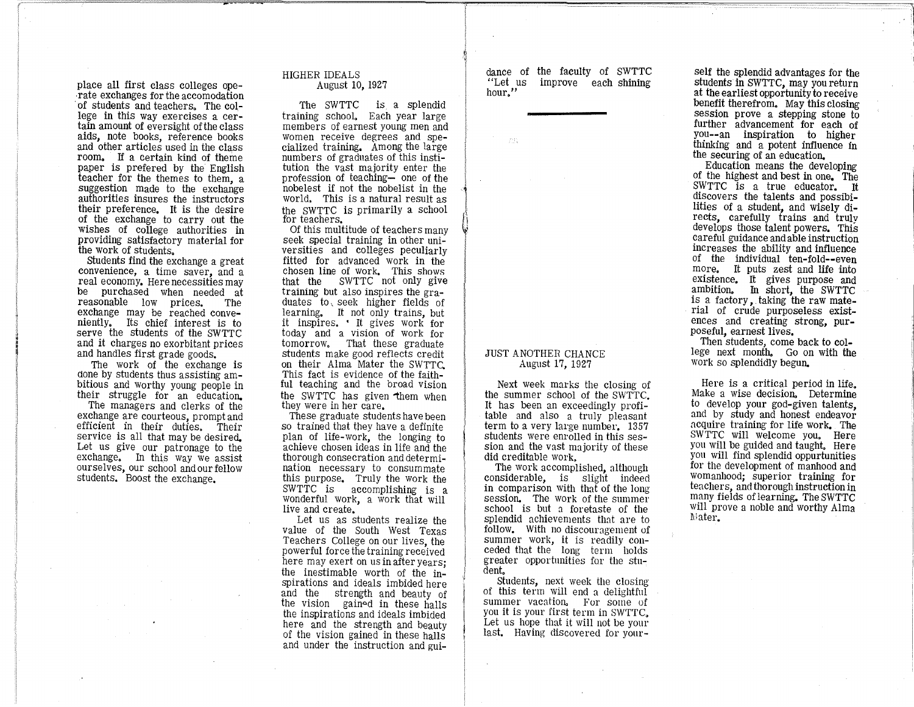place all first class colleges operate exchanges for the accomodation of students and teachers. The college in this way exercises a certain amount of eversight of the class aids, note books, reference books and other articles used in the class room. If a certain kind of theme paper is prefered by the English teacher for the themes to them, a suggestion made to the exchange authorities insures the instructors their preference. It is the desire of the exchange to carry out the wishes of college authorities in providing satisfactory material for the work of students.

Students find the exchange a great convenience, a time saver, and a real economy. Here necessities may be purchased when needed at reasonable low prices. The exchange may be reached conveniently. Its chief interest is to serve the students of the SWTTC and it charges no exorbitant prices and handles first grade goods.

The work of the exchange is done by students thus assisting ambitious and worthy young people in their struggle for an education.

The managers and clerks of the exchange are courteous, prompt and efficient in their duties. Their service is all that may be desired. Let us give our patronage to the exchange. In this way we assist ourselves, our school and our fellow students. Boost the exchange.

## HIGHER IDEALS
August 10, 1927

The SWTTC is a splendid training school. Each year large members of earnest young men and women receive degrees and specialized training. Among the large numbers of graduates of this institution the vast majority enter the profession of teaching— one of the nobelest if not the nobelist in the world. This is a natural result as the SWTTC is primarily a school for teachers.

Of this multitude of teachers many seek special training in other universities and colleges peculiarly fitted for advanced work in the chosen line of work. This shows that the SWTTC not only give training but also inspires the graduates to seek higher fields of learning. It not only trains, but it inspires. ' It gives work for today and a vision of work for tomorrow. That these graduate students make good reflects credit on their Alma Mater the SWTTC. This fact is evidence of the faithful teaching and the broad vision the SWTTC has given them when they were in her care.

These graduate students have been so trained that they have a definite plan of life-work, the longing to achieve chosen ideas in life and the thorough consecration and determination necessary to consummate this purpose. Truly the work the SWTTC is accomplishing is a wonderful work, a work that will live and create.

Let us as students realize the value of the South West Texas Teachers College on our lives, the powerful force the training received here may exert on us in after years; the inestimable worth of the inspirations and ideals imbided here and the strength and beauty of the vision gained in these halls the inspirations and ideals imbided here and the strength and beauty of the vision gained in these halls and under the instruction and guidance of the faculty of SWTTC "Let us improve each shining hour."

---

## JUST ANOTHER CHANCE
August 17, 1927

Next week marks the closing of the summer school of the SWTTC. It has been an exceedingly profitable and also a truly pleasant term to a very large number. 1357 students were enrolled in this session and the vast majority of these did creditable work.

The work accomplished, although considerable, is slight indeed in comparison with that of the long session. The work of the summer school is but a foretaste of the splendid achievements that are to follow. With no discouragement of summer work, it is readily conceded that the long term holds greater opportunities for the student.

Students, next week the closing of this term will end a delightful summer vacation. For some of you it is your first term in SWTTC. Let us hope that it will not be your last. Having discovered for yourself the splendid advantages for the students in SWTTC, may you return at the earliest opportunity to receive benefit therefrom. May this closing session prove a stepping stone to further advancement for each of you--an inspiration to higher thinking and a potent influence in the securing of an education.

Education means the developing of the highest and best in one. The SWTTC is a true educator. It discovers the talents and possibilities of a student, and wisely directs, carefully trains and truly develops those talent powers. This careful guidance and able instruction increases the ability and influence of the individual ten-fold--even more. It puts zest and life into existence. It gives purpose and ambition. In short, the SWTTC is a factory, taking the raw material of crude purposeless existences and creating strong, purposeful, earnest lives.

Then students, come back to college next month. Go on with the work so splendidly begun.

Here is a critical period in life. Make a wise decision. Determine to develop your god-given talents, and by study and honest endeavor acquire training for life work. The SWTTC will welcome you. Here you will be guided and taught. Here you will find splendid oppurtunities for the development of manhood and womanhood; superior training for teachers, and thorough instruction in many fields of learning. The SWTTC will prove a noble and worthy Alma Mater.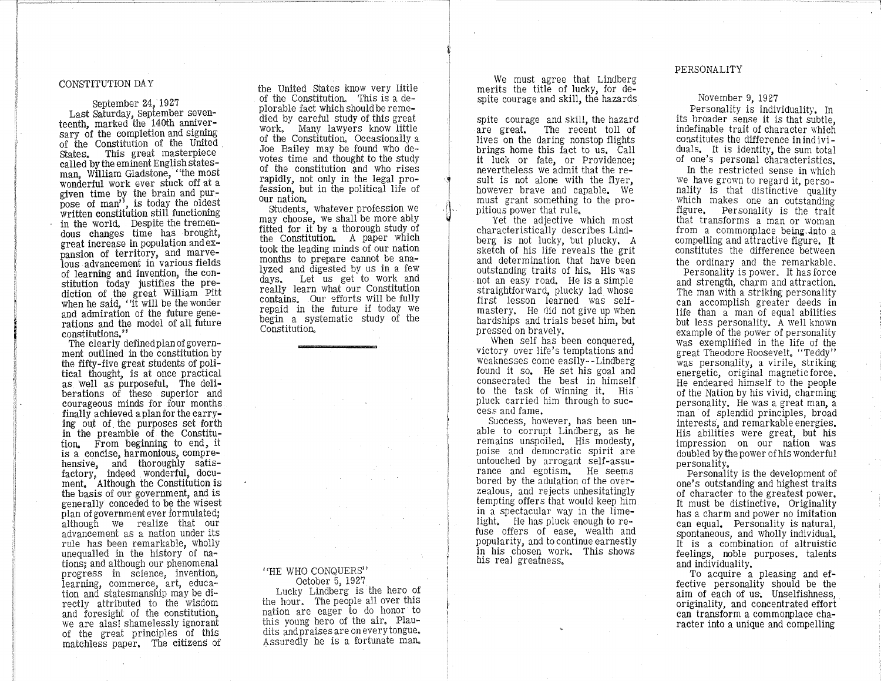## CONSTITUTION DAY

September 24, 1927

Last Saturday, September seventeenth, marked the 140th anniversary of the completion and signing of the Constitution of the United States. This great masterpiece called by the eminent English statesman, William Gladstone, "the most wonderful work ever stuck off at a given time by the brain and purpose of man", is today the oldest written constitution still functioning in the world. Despite the tremendous changes time has brought, great increase in population and expansion of territory, and marvelous advancement in various fields of learning and invention, the constitution today justifies the prediction of the great William Pitt when he said, "it will be the wonder and admiration of the future generations and the model of all future constitutions."

The clearly defined plan of government outlined in the constitution by the fifty-five great students of political thought, is at once practical as well as purposeful. The deliberations of these superior and courageous minds for four months finally achieved a plan for the carrying out of the purposes set forth in the preamble of the Constitution. From beginning to end, it is a concise, harmonious, comprehensive, and thoroughly satisfactory, indeed wonderful, document. Although the Constitution is the basis of our government, and is generally conceded to be the wisest plan of government ever formulated; although we realize that our advancement as a nation under its rule has been remarkable, wholly unequalled in the history of nations; and although our phenomenal progress in science, invention, learning, commerce, art, education and statesmanship may be directly attributed to the wisdom and foresight of the constitution, we are alas! shamelessly ignorant of the great principles of this matchless paper. The citizens of the United States know very little of the Constitution. This is a deplorable fact which should be remedied by careful study of this great work. Many lawyers know little of the Constitution. Occasionally a Joe Bailey may be found who devotes time and thought to the study of the constitution and who rises rapidly, not only in the legal profession, but in the political life of our nation.

Students, whatever profession we may choose, we shall be more ably fitted for it by a thorough study of the Constitution. A paper which took the leading minds of our nation months to prepare cannot be analyzed and digested by us in a few days. Let us get to work and really learn what our Constitution contains. Our efforts will be fully repaid in the future if today we begin a systematic study of the Constitution.

---

## "HE WHO CONQUERS"

October 5, 1927

Lucky Lindberg is the hero of the hour. The people all over this nation are eager to do honor to this young hero of the air. Plaudits and praises are on every tongue. Assuredly he is a fortunate man.

We must agree that Lindberg merits the title of lucky, for despite courage and skill, the hazards

spite courage and skill, the hazard are great. The recent toll of lives on the daring nonstop flights brings home this fact to us. Call it luck or fate, or Providence; nevertheless we admit that the result is not alone with the flyer, however brave and capable. We must grant something to the propitious power that rule.

Yet the adjective which most characteristically describes Lindberg is not lucky, but plucky. A sketch of his life reveals the grit and determination that have been outstanding traits of his. His was not an easy road. He is a simple straightforward, plucky lad whose first lesson learned was self-mastery. He did not give up when hardships and trials beset him, but pressed on bravely.

When self has been conquered, victory over life's temptations and weaknesses come easily--Lindberg found it so. He set his goal and consecrated the best in himself to the task of winning it. His pluck carried him through to success and fame.

Success, however, has been unable to corrupt Lindberg, as he remains unspoiled. His modesty, poise and democratic spirit are untouched by arrogant self-assurance and egotism. He seems bored by the adulation of the overzealous, and rejects unhesitatingly tempting offers that would keep him in a spectacular way in the limelight. He has pluck enough to refuse offers of ease, wealth and popularity, and to continue earnestly in his chosen work. This shows his real greatness.

## PERSONALITY

November 9, 1927

Personality is individuality. In its broader sense it is that subtle, indefinable trait of character which constitutes the difference in individuals. It is identity, the sum total of one's personal characteristics.

In the restricted sense in which we have grown to regard it, personality is that distinctive quality which makes one an outstanding figure. Personality is the trait that transforms a man or woman from a commonplace being into a compelling and attractive figure. It constitutes the difference between the ordinary and the remarkable.

Personality is power. It has force and strength, charm and attraction. The man with a striking personality can accomplish greater deeds in life than a man of equal abilities but less personality. A well known example of the power of personality was exemplified in the life of the great Theodore Roosevelt. "Teddy" was personality, a virile, striking energetic, original magnetic force. He endeared himself to the people of the Nation by his vivid, charming personality. He was a great man, a man of splendid principles, broad interests, and remarkable energies. His abilities were great, but his impression on our nation was doubled by the power of his wonderful personality.

Personality is the development of one's outstanding and highest traits of character to the greatest power. It must be distinctive. Originality has a charm and power no imitation can equal. Personality is natural, spontaneous, and wholly individual. It is a combination of altruistic feelings, noble purposes, talents and individuality.

To acquire a pleasing and effective personality should be the aim of each of us. Unselfishness, originality, and concentrated effort can transform a commonplace character into a unique and compelling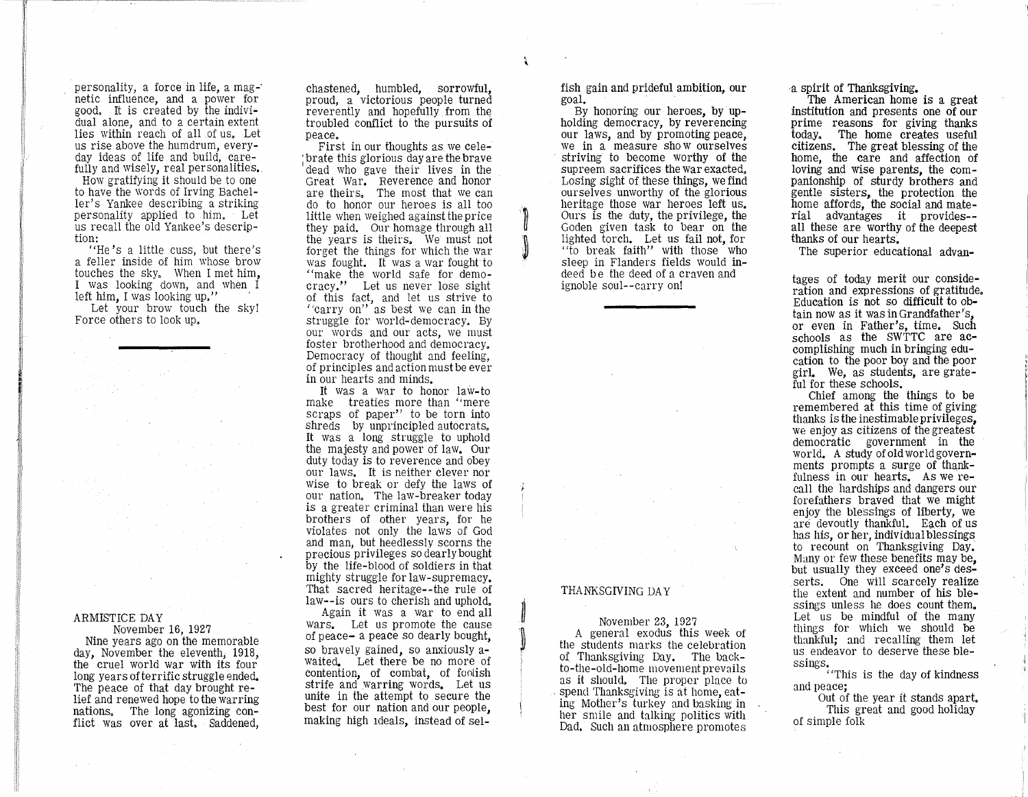personality, a force in life, a magnetic influence, and a power for good. It is created by the individual alone, and to a certain extent lies within reach of all of us. Let us rise above the humdrum, everyday ideas of life and build, carefully and wisely, real personalities.

How gratifying it should be to one to have the words of Irving Bacheller's Yankee describing a striking personality applied to him. Let us recall the old Yankee's description:

"He's a little cuss, but there's a feller inside of him whose brow touches the sky. When I met him, I was looking down, and when I left him, I was looking up."

Let your brow touch the sky! Force others to look up.

---

## ARMISTICE DAY

November 16, 1927

Nine years ago on the memorable day, November the eleventh, 1918, the cruel world war with its four long years of terrific struggle ended. The peace of that day brought relief and renewed hope to the warring nations. The long agonizing conflict was over at last. Saddened, chastened, humbled, sorrowful, proud, a victorious people turned reverently and hopefully from the troubled conflict to the pursuits of peace.

First in our thoughts as we celebrate this glorious day are the brave dead who gave their lives in the Great War. Reverence and honor are theirs. The most that we can do to honor our heroes is all too little when weighed against the price they paid. Our homage through all the years is theirs. We must not forget the things for which the war was fought. It was a war fought to "make the world safe for democracy." Let us never lose sight of this fact, and let us strive to "carry on" as best we can in the struggle for world-democracy. By our words and our acts, we must foster brotherhood and democracy. Democracy of thought and feeling, of principles and action must be ever in our hearts and minds.

It was a war to honor law-to make treaties more than "mere scraps of paper" to be torn into shreds by unprincipled autocrats. It was a long struggle to uphold the majesty and power of law. Our duty today is to reverence and obey our laws. It is neither clever nor wise to break or defy the laws of our nation. The law-breaker today is a greater criminal than were his brothers of other years, for he violates not only the laws of God and man, but heedlessly scorns the precious privileges so dearly bought by the life-blood of soldiers in that mighty struggle for law-supremacy. That sacred heritage--the rule of law--is ours to cherish and uphold.

Again it was a war to end all wars. Let us promote the cause of peace- a peace so dearly bought, so bravely gained, so anxiously awaited. Let there be no more of contention, of combat, of foolish strife and warring words. Let us unite in the attempt to secure the best for our nation and our people, making high ideals, instead of selfish gain and prideful ambition, our goal.

By honoring our heroes, by upholding democracy, by reverencing our laws, and by promoting peace, we in a measure show ourselves striving to become worthy of the supreem sacrifices the war exacted. Losing sight of these things, we find ourselves unworthy of the glorious heritage those war heroes left us. Ours is the duty, the privilege, the Goden given task to bear on the lighted torch. Let us fail not, for "to break faith" with those who sleep in Flanders fields would indeed be the deed of a craven and ignoble soul--carry on!

---

## THANKSGIVING DAY

November 23, 1927

A general exodus this week of the students marks the celebration of Thanksgiving Day. The back-to-the-old-home movement prevails as it should. The proper place to spend Thanksgiving is at home, eating Mother's turkey and basking in her smile and talking politics with Dad. Such an atmosphere promotes a spirit of Thanksgiving.

The American home is a great institution and presents one of our prime reasons for giving thanks today. The home creates useful citizens. The great blessing of the home, the care and affection of loving and wise parents, the companionship of sturdy brothers and gentle sisters, the protection the home affords, the social and material advantages it provides--all these are worthy of the deepest thanks of our hearts.

The superior educational advantages of today merit our consideration and expressions of gratitude. Education is not so difficult to obtain now as it was in Grandfather's, or even in Father's, time. Such schools as the SWTTC are accomplishing much in bringing education to the poor boy and the poor girl. We, as students, are grateful for these schools.

Chief among the things to be remembered at this time of giving thanks is the inestimable privileges, we enjoy as citizens of the greatest democratic government in the world. A study of old world governments prompts a surge of thankfulness in our hearts. As we recall the hardships and dangers our forefathers braved that we might enjoy the blessings of liberty, we are devoutly thankful. Each of us has his, or her, individual blessings to recount on Thanksgiving Day. Many or few these benefits may be, but usually they exceed one's desserts. One will scarcely realize the extent and number of his blessings unless he does count them. Let us be mindful of the many things for which we should be thankful; and recalling them let us endeavor to deserve these blessings.

"This is the day of kindness and peace;
Out of the year it stands apart.
This great and good holiday of simple folk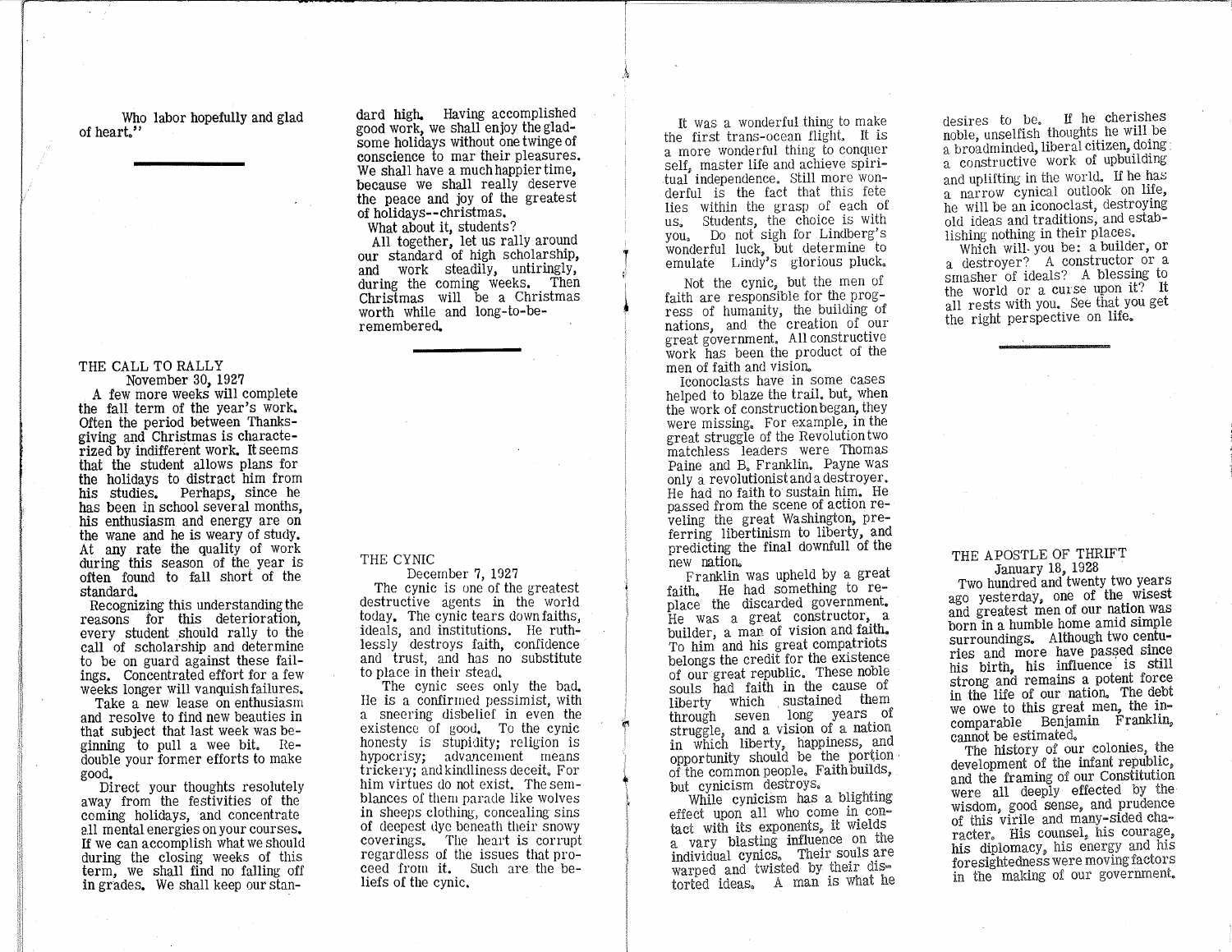Who labor hopefully and glad of heart."

---

## THE CALL TO RALLY

November 30, 1927

A few more weeks will complete the fall term of the year's work. Often the period between Thanksgiving and Christmas is characterized by indifferent work. It seems that the student allows plans for the holidays to distract him from his studies. Perhaps, since he has been in school several months, his enthusiasm and energy are on the wane and he is weary of study. At any rate the quality of work during this season of the year is often found to fall short of the standard.

Recognizing this understanding the reasons for this deterioration, every student should rally to the call of scholarship and determine to be on guard against these failings. Concentrated effort for a few weeks longer will vanquish failures.

Take a new lease on enthusiasm and resolve to find new beauties in that subject that last week was beginning to pull a wee bit. Redouble your former efforts to make good.

Direct your thoughts resolutely away from the festivities of the coming holidays, and concentrate all mental energies on your courses. If we can accomplish what we should during the closing weeks of this term, we shall find no falling off in grades. We shall keep our standard high. Having accomplished good work, we shall enjoy the gladsome holidays without one twinge of conscience to mar their pleasures. We shall have a much happier time, because we shall really deserve the peace and joy of the greatest of holidays--christmas.

What about it, students?

All together, let us rally around our standard of high scholarship, and work steadily, untiringly, during the coming weeks. Then Christmas will be a Christmas worth while and long-to-be-remembered.

---

## THE CYNIC

December 7, 1927

The cynic is one of the greatest destructive agents in the world today. The cynic tears down faiths, ideals, and institutions. He ruthlessly destroys faith, confidence and trust, and has no substitute to place in their stead.

The cynic sees only the bad. He is a confirmed pessimist, with a sneering disbelief in even the existence of good. To the cynic honesty is stupidity; religion is hypocrisy; advancement means trickery; and kindliness deceit. For him virtues do not exist. The semblances of them parade like wolves in sheeps clothing, concealing sins of deepest dye beneath their snowy coverings. The heart is corrupt regardless of the issues that proceed from it. Such are the beliefs of the cynic.

It was a wonderful thing to make the first trans-ocean flight. It is a more wonderful thing to conquer self, master life and achieve spiritual independence. Still more wonderful is the fact that this fete lies within the grasp of each of us. Students, the choice is with you. Do not sigh for Lindberg's wonderful luck, but determine to emulate Lindy's glorious pluck.

Not the cynic, but the men of faith are responsible for the progress of humanity, the building of nations, and the creation of our great government. All constructive work has been the product of the men of faith and vision.

Iconoclasts have in some cases helped to blaze the trail, but, when the work of construction began, they were missing. For example, in the great struggle of the Revolution two matchless leaders were Thomas Paine and B. Franklin. Payne was only a revolutionist and a destroyer. He had no faith to sustain him. He passed from the scene of action reveling the great Washington, preferring libertinism to liberty, and predicting the final downfull of the new nation.

Franklin was upheld by a great faith. He had something to replace the discarded government. He was a great constructor, a builder, a man of vision and faith. To him and his great compatriots belongs the credit for the existence of our great republic. These noble souls had faith in the cause of liberty which sustained them through seven long years of struggle, and a vision of a nation in which liberty, happiness, and opportunity should be the portion of the common people. Faith builds, but cynicism destroys.

While cynicism has a blighting effect upon all who come in contact with its exponents, it wields a vary blasting influence on the individual cynics. Their souls are warped and twisted by their distorted ideas. A man is what he desires to be. If he cherishes noble, unselfish thoughts he will be a broadminded, liberal citizen, doing a constructive work of upbuilding and uplifting in the world. If he has a narrow cynical outlook on life, he will be an iconoclast, destroying old ideas and traditions, and establishing nothing in their places.

Which will you be: a builder, or a destroyer? A constructor or a smasher of ideals? A blessing to the world or a curse upon it? It all rests with you. See that you get the right perspective on life.

---

## THE APOSTLE OF THRIFT

January 18, 1928

Two hundred and twenty two years ago yesterday, one of the wisest and greatest men of our nation was born in a humble home amid simple surroundings. Although two centuries and more have passed since his birth, his influence is still strong and remains a potent force in the life of our nation. The debt we owe to this great men, the incomparable Benjamin Franklin, cannot be estimated.

The history of our colonies, the development of the infant republic, and the framing of our Constitution were all deeply effected by the wisdom, good sense, and prudence of this virile and many-sided character. His counsel, his courage, his diplomacy, his energy and his foresightedness were moving factors in the making of our government.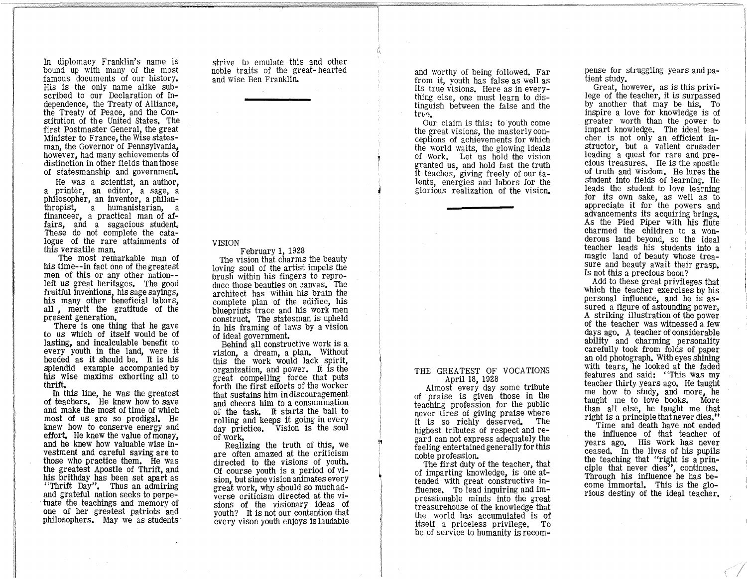In diplomacy Franklin's name is bound up with many of the most famous documents of our history. His is the only name alike subscribed to our Declaration of Independence, the Treaty of Alliance, the Treaty of Peace, and the Constitution of the United States. The first Postmaster General, the great Minister to France, the Wise statesman, the Governor of Pennsylvania, however, had many achievements of distinction in other fields than those of statesmanship and government.

He was a scientist, an author, a printer, an editor, a sage, a philosopher, an inventor, a philanthropist, a humanistarian, a financeer, a practical man of affairs, and a sagacious student. These do not complete the catalogue of the rare attainments of this versatile man.

The most remarkable man of his time--in fact one of the greatest men of this or any other nation--left us great heritages. The good fruitful inventions, his sage sayings, his many other beneficial labors, all, merit the gratitude of the present generation.

There is one thing that he gave to us which of itself would be of lasting, and incalculable benefit to every youth in the land, were it heeded as it should be. It is his splendid example accompanied by his wise maxims exhorting all to thrift.

In this line, he was the greatest of teachers. He knew how to save and make the most of time of which most of us are so prodigal. He knew how to conserve energy and effort. He knew the value of money, and he knew how valuable wise investment and careful saving are to those who practice them. He was the greatest Apostle of Thrift, and his brithday has been set apart as "Thrift Day". Thus an admiring and grateful nation seeks to perpetuate the teachings and memory of one of her greatest patriots and philosophers. May we as students strive to emulate this and other noble traits of the great-hearted and wise Ben Franklin.

---

## VISION

February 1, 1928

The vision that charms the beauty loving soul of the artist impels the brush within his fingers to reproduce those beauties on canvas. The architect has within his brain the complete plan of the edifice, his blueprints trace and his work men construct. The statesman is upheld in his framing of laws by a vision of ideal government.

Behind all constructive work is a vision, a dream, a plan. Without this the work would lack spirit, organization, and power. It is the great compelling force that puts forth the first efforts of the worker that sustains him in discouragement and cheers him to a consummation of the task. It starts the ball to rolling and keeps it going in every day prictice. Vision is the soul of work.

Realizing the truth of this, we are often amazed at the criticism directed to the visions of youth. Of course youth is a period of vision, but since vision animates every great work, why should so much adverse criticism directed at the visions of the visionary ideas of youth? It is not our contention that every vison youth enjoys is laudable and worthy of being followed. Far from it, youth has false as well as its true visions. Here as in everything else, one must learn to distinguish between the false and the true.

Our claim is this: to youth come the great visions, the masterly conceptions of achievements for which the world waits, the glowing ideals of work. Let us hold the vision granted us, and hold fast the truth it teaches, giving freely of our talents, energies and labors for the glorious realization of the vision.

---

## THE GREATEST OF VOCATIONS

April 18, 1928

Almost every day some tribute of praise is given those in the teaching profession for the public never tires of giving praise where it is so richly deserved. The highest tributes of respect and regard can not express adequately the feeling entertained generally for this noble profession.

The first duty of the teacher, that of imparting knowledge, is one attended with great constructive influence. To lead inquiring and impressionable minds into the great treasurehouse of the knowledge that the world has accumulated is of itself a priceless privilege. To be of service to humanity is recompense for struggling years and patient study.

Great, however, as is this privilege of the teacher, it is surpassed by another that may be his. To inspire a love for knowledge is of greater worth than the power to impart knowledge. The ideal teacher is not only an efficient instructor, but a valient crusader leading a quest for rare and precious treasures. He is the apostle of truth and wisdom. He lures the student into fields of learning. He leads the student to love learning for its own sake, as well as to appreciate it for the powers and advancements its acquiring brings. As the Pied Piper with his flute charmed the children to a wonderous land beyond, so the ideal teacher leads his students into a magic land of beauty whose treasure and beauty await their grasp. Is not this a precious boon?

Add to these great privileges that which the teacher exercises by his personal influence, and he is assured a figure of astounding power. A striking illustration of the power of the teacher was witnessed a few days ago. A teacher of considerable ability and charming personality carefully took from folds of paper an old photograph. With eyes shining with tears, he looked at the faded features and said: "This was my teacher thirty years ago. He taught me how to study, and more, he taught me to love books. More than all else, he taught me that right is a principle that never dies."

Time and death have not ended the influence of that teacher of years ago. His work has never ceased. In the lives of his pupils the teaching that "right is a principle that never dies", continues. Through his influence he has become immortal. This is the glorious destiny of the ideal teacher.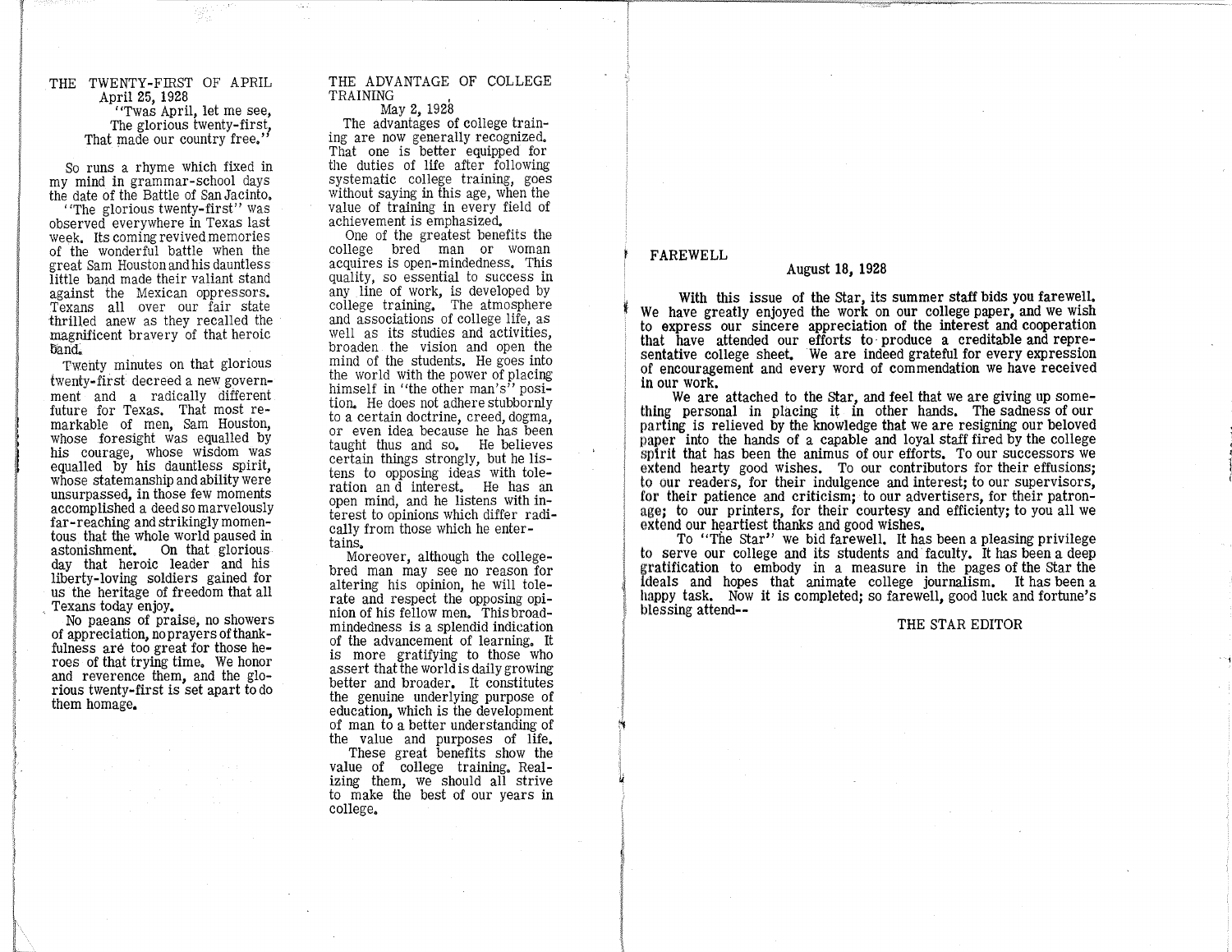## THE TWENTY-FIRST OF APRIL

April 25, 1928

"Twas April, let me see,
The glorious twenty-first,
That made our country free."

So runs a rhyme which fixed in my mind in grammar-school days the date of the Battle of San Jacinto.

"The glorious twenty-first" was observed everywhere in Texas last week. Its coming revived memories of the wonderful battle when the great Sam Houston and his dauntless little band made their valiant stand against the Mexican oppressors. Texans all over our fair state thrilled anew as they recalled the magnificent bravery of that heroic band.

Twenty minutes on that glorious twenty-first decreed a new government and a radically different future for Texas. That most remarkable of men, Sam Houston, whose foresight was equalled by his courage, whose wisdom was equalled by his dauntless spirit, whose statemanship and ability were unsurpassed, in those few moments accomplished a deed so marvelously far-reaching and strikingly momentous that the whole world paused in astonishment. On that glorious day that heroic leader and his liberty-loving soldiers gained for us the heritage of freedom that all Texans today enjoy.

No paeans of praise, no showers of appreciation, no prayers of thankfulness are too great for those heroes of that trying time. We honor and reverence them, and the glorious twenty-first is set apart to do them homage.

## THE ADVANTAGE OF COLLEGE TRAINING

May 2, 1928

The advantages of college training are now generally recognized. That one is better equipped for the duties of life after following systematic college training, goes without saying in this age, when the value of training in every field of achievement is emphasized.

One of the greatest benefits the college bred man or woman acquires is open-mindedness. This quality, so essential to success in any line of work, is developed by college training. The atmosphere and associations of college life, as well as its studies and activities, broaden the vision and open the mind of the students. He goes into the world with the power of placing himself in "the other man's" position. He does not adhere stubbornly to a certain doctrine, creed, dogma, or even idea because he has been taught thus and so. He believes certain things strongly, but he listens to opposing ideas with toleration an d interest. He has an open mind, and he listens with interest to opinions which differ radically from those which he entertains.

Moreover, although the college-bred man may see no reason for altering his opinion, he will tolerate and respect the opposing opinion of his fellow men. This broadmindedness is a splendid indication of the advancement of learning. It is more gratifying to those who assert that the world is daily growing better and broader. It constitutes the genuine underlying purpose of education, which is the development of man to a better understanding of the value and purposes of life.

These great benefits show the value of college training. Realizing them, we should all strive to make the best of our years in college.

## FAREWELL

August 18, 1928

With this issue of the Star, its summer staff bids you farewell. We have greatly enjoyed the work on our college paper, and we wish to express our sincere appreciation of the interest and cooperation that have attended our efforts to produce a creditable and representative college sheet. We are indeed grateful for every expression of encouragement and every word of commendation we have received in our work.

We are attached to the Star, and feel that we are giving up something personal in placing it in other hands. The sadness of our parting is relieved by the knowledge that we are resigning our beloved paper into the hands of a capable and loyal staff fired by the college spirit that has been the animus of our efforts. To our successors we extend hearty good wishes. To our contributors for their effusions; to our readers, for their indulgence and interest; to our supervisors, for their patience and criticism; to our advertisers, for their patronage; to our printers, for their courtesy and efficiency; to you all we extend our heartiest thanks and good wishes.

To "The Star" we bid farewell. It has been a pleasing privilege to serve our college and its students and faculty. It has been a deep gratification to embody in a measure in the pages of the Star the ideals and hopes that animate college journalism. It has been a happy task. Now it is completed; so farewell, good luck and fortune's blessing attend--

THE STAR EDITOR